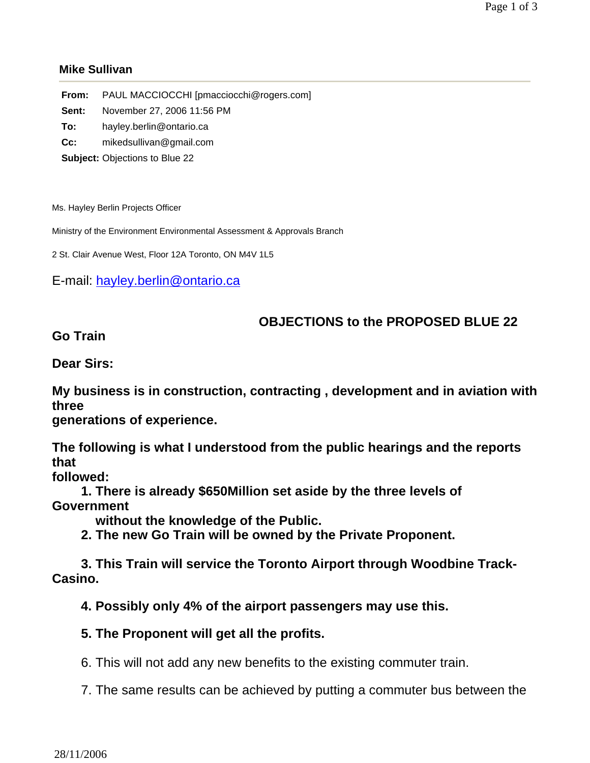**Mike Sullivan**

**From:** PAUL MACCIOCCHI [pmacciocchi@rogers.com]

**Sent:** November 27, 2006 11:56 PM

**To:** hayley.berlin@ontario.ca

**Cc:** mikedsullivan@gmail.com

**Subject:** Objections to Blue 22

Ms. Hayley Berlin Projects Officer

Ministry of the Environment Environmental Assessment & Approvals Branch

2 St. Clair Avenue West, Floor 12A Toronto, ON M4V 1L5

E-mail: hayley.berlin@ontario.ca

**OBJECTIONS to the PROPOSED BLUE 22 Go Train**

**Dear Sirs:**

**My business is in construction, contracting , development and in aviation with three generations of experience.**

**The following is what I understood from the public hearings and the reports that followed:**

1. **There is already $650Million set aside by the three levels of Government without the knowledge of the Public.**
2. **The new Go Train will be owned by the Private Proponent.**
3. **This Train will service the Toronto Airport through Woodbine Track-Casino.**
4. **Possibly only 4% of the airport passengers may use this.**
5. **The Proponent will get all the profits.**
6. This will not add any new benefits to the existing commuter train.
7. The same results can be achieved by putting a commuter bus between the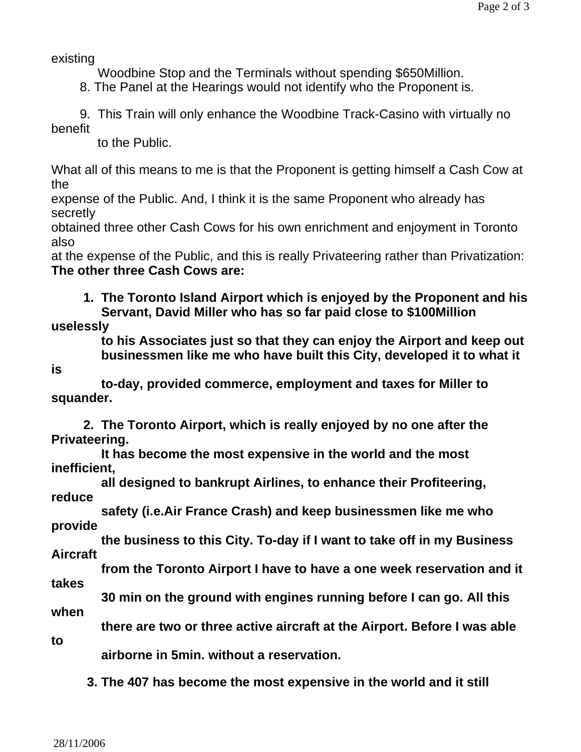existing Woodbine Stop and the Terminals without spending $650Million.

8. The Panel at the Hearings would not identify who the Proponent is.

9. This Train will only enhance the Woodbine Track-Casino with virtually no benefit to the Public.

What all of this means to me is that the Proponent is getting himself a Cash Cow at the expense of the Public. And, I think it is the same Proponent who already has secretly obtained three other Cash Cows for his own enrichment and enjoyment in Toronto also at the expense of the Public, and this is really Privateering rather than Privatization:
**The other three Cash Cows are:**

1. **The Toronto Island Airport which is enjoyed by the Proponent and his Servant, David Miller who has so far paid close to $100Million uselessly to his Associates just so that they can enjoy the Airport and keep out businessmen like me who have built this City, developed it to what it is to-day, provided commerce, employment and taxes for Miller to squander.**

2. **The Toronto Airport, which is really enjoyed by no one after the Privateering. It has become the most expensive in the world and the most inefficient, all designed to bankrupt Airlines, to enhance their Profiteering, reduce safety (i.e.Air France Crash) and keep businessmen like me who provide the business to this City. To-day if I want to take off in my Business Aircraft from the Toronto Airport I have to have a one week reservation and it takes 30 min on the ground with engines running before I can go. All this when there are two or three active aircraft at the Airport. Before I was able to airborne in 5min. without a reservation.**

3. **The 407 has become the most expensive in the world and it still**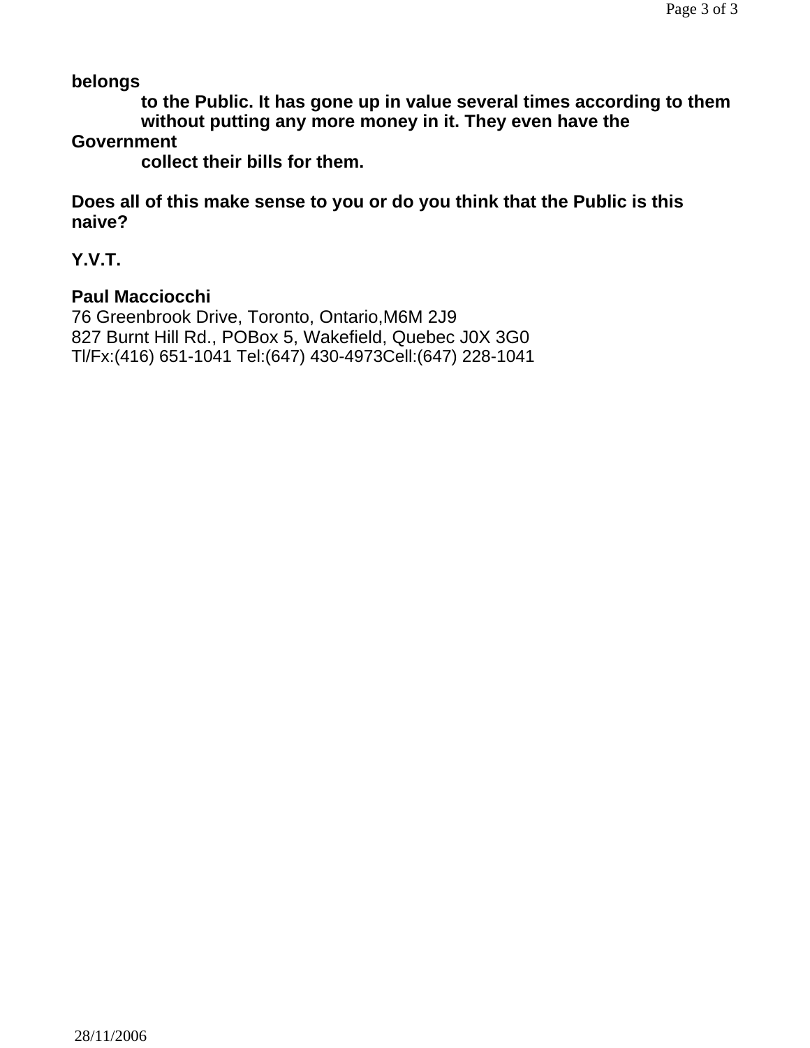**belongs**
**to the Public. It has gone up in value several times according to them without putting any more money in it. They even have the Government collect their bills for them.**

**Does all of this make sense to you or do you think that the Public is this naive?**

**Y.V.T.**

**Paul Macciocchi**
76 Greenbrook Drive, Toronto, Ontario,M6M 2J9
827 Burnt Hill Rd., POBox 5, Wakefield, Quebec J0X 3G0
Tl/Fx:(416) 651-1041 Tel:(647) 430-4973Cell:(647) 228-1041